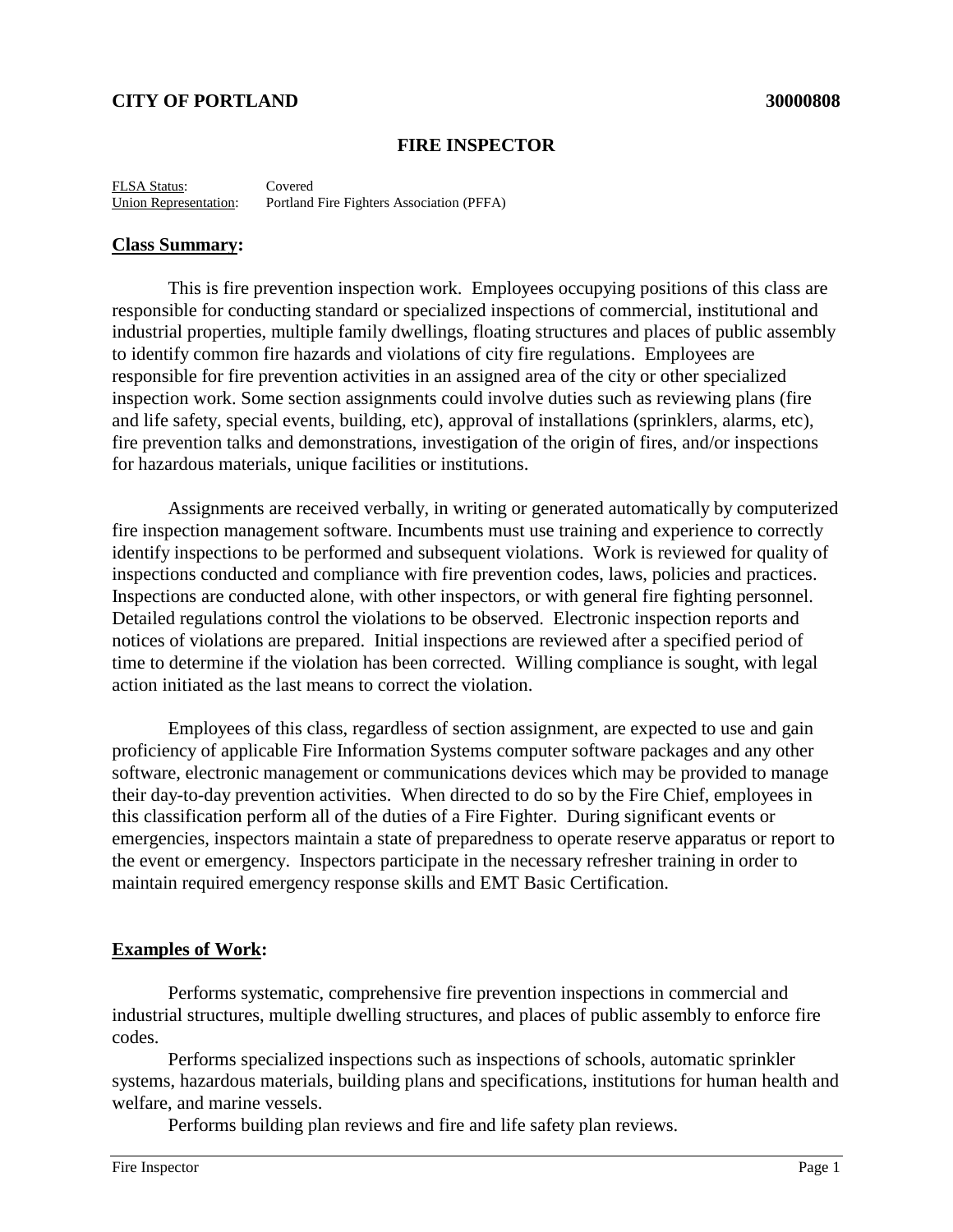**CITY OF PORTLAND** **30000808**

# FIRE INSPECTOR

FLSA Status: Covered
Union Representation: Portland Fire Fighters Association (PFFA)

## Class Summary:

This is fire prevention inspection work. Employees occupying positions of this class are responsible for conducting standard or specialized inspections of commercial, institutional and industrial properties, multiple family dwellings, floating structures and places of public assembly to identify common fire hazards and violations of city fire regulations. Employees are responsible for fire prevention activities in an assigned area of the city or other specialized inspection work. Some section assignments could involve duties such as reviewing plans (fire and life safety, special events, building, etc), approval of installations (sprinklers, alarms, etc), fire prevention talks and demonstrations, investigation of the origin of fires, and/or inspections for hazardous materials, unique facilities or institutions.

Assignments are received verbally, in writing or generated automatically by computerized fire inspection management software. Incumbents must use training and experience to correctly identify inspections to be performed and subsequent violations. Work is reviewed for quality of inspections conducted and compliance with fire prevention codes, laws, policies and practices. Inspections are conducted alone, with other inspectors, or with general fire fighting personnel. Detailed regulations control the violations to be observed. Electronic inspection reports and notices of violations are prepared. Initial inspections are reviewed after a specified period of time to determine if the violation has been corrected. Willing compliance is sought, with legal action initiated as the last means to correct the violation.

Employees of this class, regardless of section assignment, are expected to use and gain proficiency of applicable Fire Information Systems computer software packages and any other software, electronic management or communications devices which may be provided to manage their day-to-day prevention activities. When directed to do so by the Fire Chief, employees in this classification perform all of the duties of a Fire Fighter. During significant events or emergencies, inspectors maintain a state of preparedness to operate reserve apparatus or report to the event or emergency. Inspectors participate in the necessary refresher training in order to maintain required emergency response skills and EMT Basic Certification.

## Examples of Work:

Performs systematic, comprehensive fire prevention inspections in commercial and industrial structures, multiple dwelling structures, and places of public assembly to enforce fire codes.

Performs specialized inspections such as inspections of schools, automatic sprinkler systems, hazardous materials, building plans and specifications, institutions for human health and welfare, and marine vessels.

Performs building plan reviews and fire and life safety plan reviews.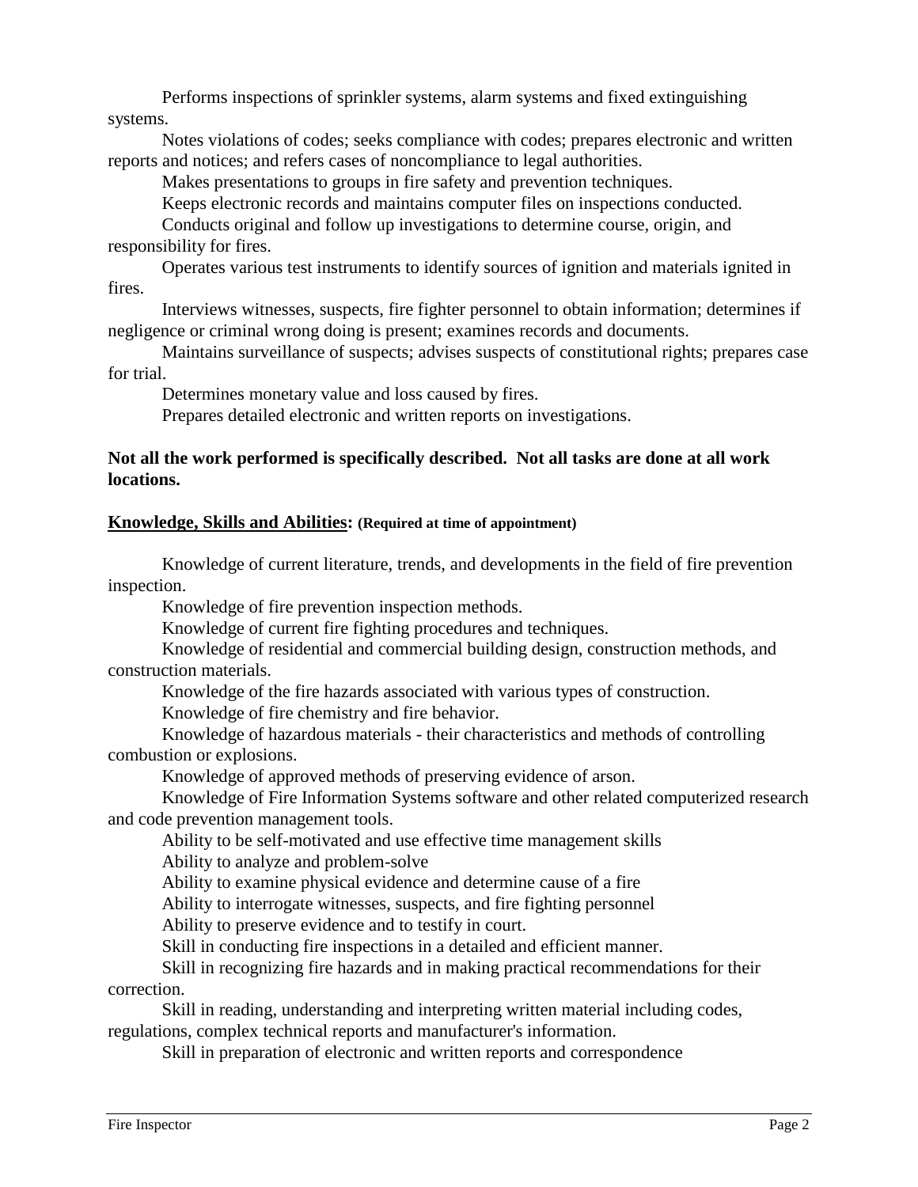Performs inspections of sprinkler systems, alarm systems and fixed extinguishing systems.

Notes violations of codes; seeks compliance with codes; prepares electronic and written reports and notices; and refers cases of noncompliance to legal authorities.

Makes presentations to groups in fire safety and prevention techniques.

Keeps electronic records and maintains computer files on inspections conducted.

Conducts original and follow up investigations to determine course, origin, and responsibility for fires.

Operates various test instruments to identify sources of ignition and materials ignited in fires.

Interviews witnesses, suspects, fire fighter personnel to obtain information; determines if negligence or criminal wrong doing is present; examines records and documents.

Maintains surveillance of suspects; advises suspects of constitutional rights; prepares case for trial.

Determines monetary value and loss caused by fires.

Prepares detailed electronic and written reports on investigations.

**Not all the work performed is specifically described. Not all tasks are done at all work locations.**

**Knowledge, Skills and Abilities: (Required at time of appointment)**

Knowledge of current literature, trends, and developments in the field of fire prevention inspection.

Knowledge of fire prevention inspection methods.

Knowledge of current fire fighting procedures and techniques.

Knowledge of residential and commercial building design, construction methods, and construction materials.

Knowledge of the fire hazards associated with various types of construction.

Knowledge of fire chemistry and fire behavior.

Knowledge of hazardous materials - their characteristics and methods of controlling combustion or explosions.

Knowledge of approved methods of preserving evidence of arson.

Knowledge of Fire Information Systems software and other related computerized research and code prevention management tools.

Ability to be self-motivated and use effective time management skills

Ability to analyze and problem-solve

Ability to examine physical evidence and determine cause of a fire

Ability to interrogate witnesses, suspects, and fire fighting personnel

Ability to preserve evidence and to testify in court.

Skill in conducting fire inspections in a detailed and efficient manner.

Skill in recognizing fire hazards and in making practical recommendations for their correction.

Skill in reading, understanding and interpreting written material including codes, regulations, complex technical reports and manufacturer's information.

Skill in preparation of electronic and written reports and correspondence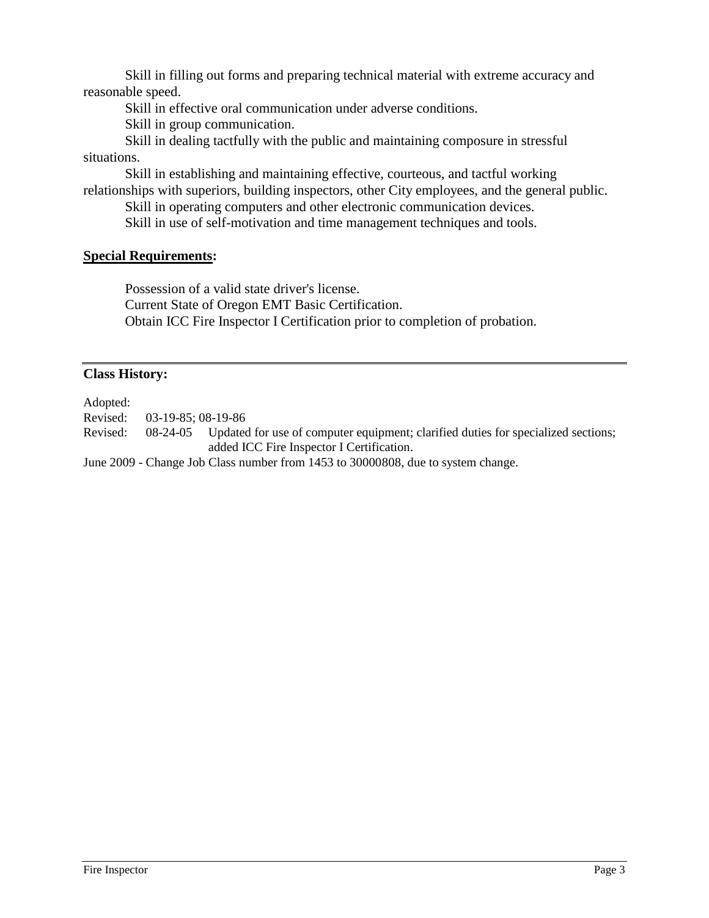Skill in filling out forms and preparing technical material with extreme accuracy and reasonable speed.

Skill in effective oral communication under adverse conditions.

Skill in group communication.

Skill in dealing tactfully with the public and maintaining composure in stressful situations.

Skill in establishing and maintaining effective, courteous, and tactful working relationships with superiors, building inspectors, other City employees, and the general public.

Skill in operating computers and other electronic communication devices.

Skill in use of self-motivation and time management techniques and tools.

**Special Requirements:**

Possession of a valid state driver's license.

Current State of Oregon EMT Basic Certification.

Obtain ICC Fire Inspector I Certification prior to completion of probation.

---

**Class History:**

Adopted:

Revised: 03-19-85; 08-19-86

Revised: 08-24-05 Updated for use of computer equipment; clarified duties for specialized sections; added ICC Fire Inspector I Certification.

June 2009 - Change Job Class number from 1453 to 30000808, due to system change.